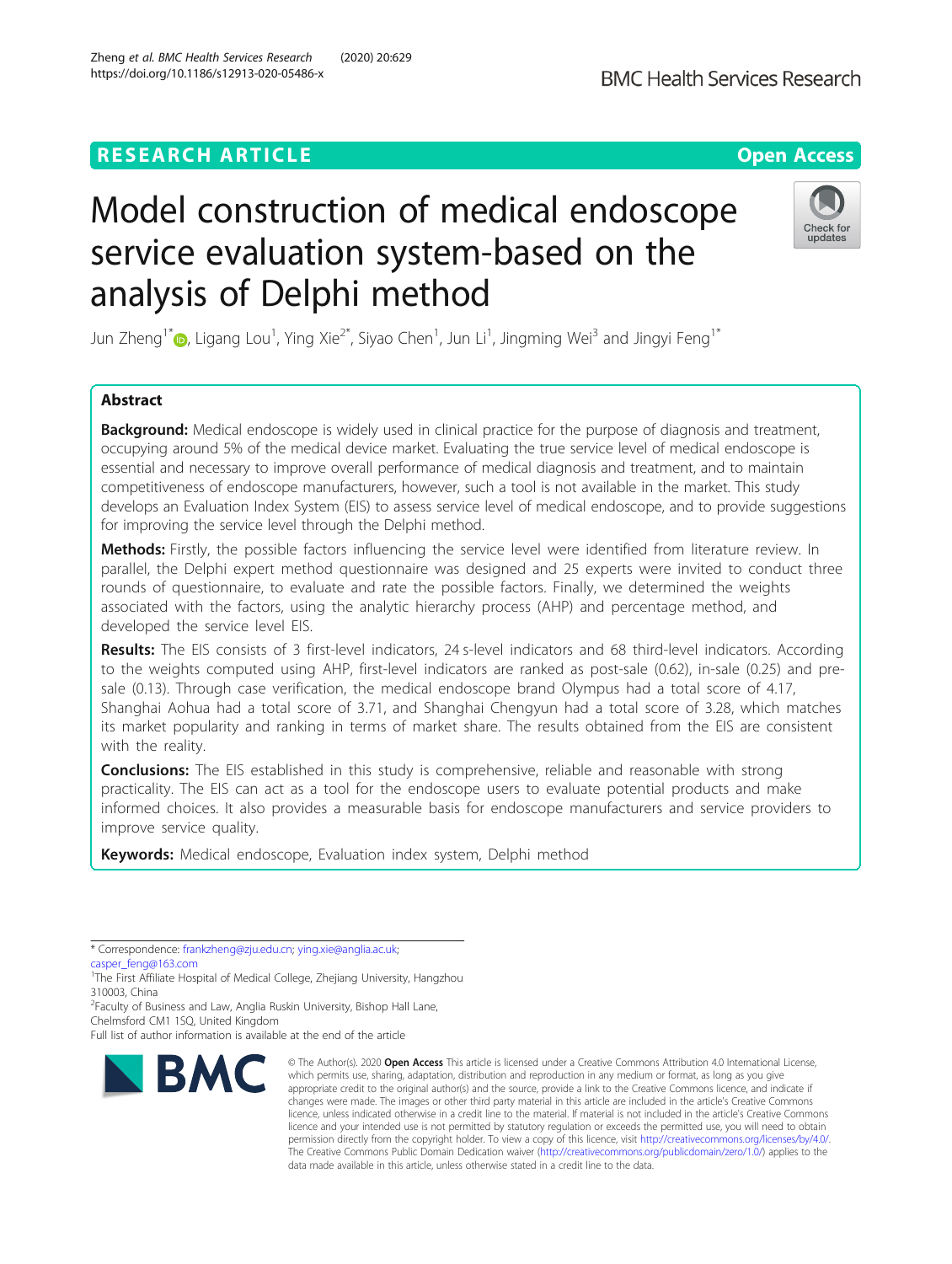RESEARCH ARTICLE

Open Access

# Model construction of medical endoscope service evaluation system-based on the analysis of Delphi method

Jun Zheng[1*], Ligang Lou[1], Ying Xie[2*], Siyao Chen[1], Jun Li[1], Jingming Wei[3] and Jingyi Feng[1*]

## Abstract

**Background:** Medical endoscope is widely used in clinical practice for the purpose of diagnosis and treatment, occupying around 5% of the medical device market. Evaluating the true service level of medical endoscope is essential and necessary to improve overall performance of medical diagnosis and treatment, and to maintain competitiveness of endoscope manufacturers, however, such a tool is not available in the market. This study develops an Evaluation Index System (EIS) to assess service level of medical endoscope, and to provide suggestions for improving the service level through the Delphi method.

**Methods:** Firstly, the possible factors influencing the service level were identified from literature review. In parallel, the Delphi expert method questionnaire was designed and 25 experts were invited to conduct three rounds of questionnaire, to evaluate and rate the possible factors. Finally, we determined the weights associated with the factors, using the analytic hierarchy process (AHP) and percentage method, and developed the service level EIS.

**Results:** The EIS consists of 3 first-level indicators, 24 s-level indicators and 68 third-level indicators. According to the weights computed using AHP, first-level indicators are ranked as post-sale (0.62), in-sale (0.25) and pre-sale (0.13). Through case verification, the medical endoscope brand Olympus had a total score of 4.17, Shanghai Aohua had a total score of 3.71, and Shanghai Chengyun had a total score of 3.28, which matches its market popularity and ranking in terms of market share. The results obtained from the EIS are consistent with the reality.

**Conclusions:** The EIS established in this study is comprehensive, reliable and reasonable with strong practicality. The EIS can act as a tool for the endoscope users to evaluate potential products and make informed choices. It also provides a measurable basis for endoscope manufacturers and service providers to improve service quality.

**Keywords:** Medical endoscope, Evaluation index system, Delphi method

---

* Correspondence: frankzheng@zju.edu.cn; ying.xie@anglia.ac.uk; casper_feng@163.com

[1]The First Affiliate Hospital of Medical College, Zhejiang University, Hangzhou 310003, China

[2]Faculty of Business and Law, Anglia Ruskin University, Bishop Hall Lane, Chelmsford CM1 1SQ, United Kingdom

Full list of author information is available at the end of the article

© The Author(s). 2020 **Open Access** This article is licensed under a Creative Commons Attribution 4.0 International License, which permits use, sharing, adaptation, distribution and reproduction in any medium or format, as long as you give appropriate credit to the original author(s) and the source, provide a link to the Creative Commons licence, and indicate if changes were made. The images or other third party material in this article are included in the article's Creative Commons licence, unless indicated otherwise in a credit line to the material. If material is not included in the article's Creative Commons licence and your intended use is not permitted by statutory regulation or exceeds the permitted use, you will need to obtain permission directly from the copyright holder. To view a copy of this licence, visit http://creativecommons.org/licenses/by/4.0/. The Creative Commons Public Domain Dedication waiver (http://creativecommons.org/publicdomain/zero/1.0/) applies to the data made available in this article, unless otherwise stated in a credit line to the data.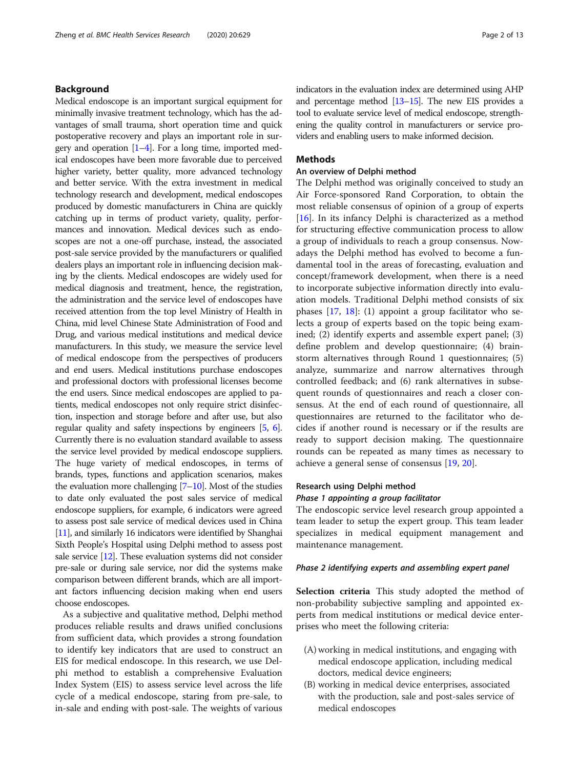## Background

Medical endoscope is an important surgical equipment for minimally invasive treatment technology, which has the advantages of small trauma, short operation time and quick postoperative recovery and plays an important role in surgery and operation [1–4]. For a long time, imported medical endoscopes have been more favorable due to perceived higher variety, better quality, more advanced technology and better service. With the extra investment in medical technology research and development, medical endoscopes produced by domestic manufacturers in China are quickly catching up in terms of product variety, quality, performances and innovation. Medical devices such as endoscopes are not a one-off purchase, instead, the associated post-sale service provided by the manufacturers or qualified dealers plays an important role in influencing decision making by the clients. Medical endoscopes are widely used for medical diagnosis and treatment, hence, the registration, the administration and the service level of endoscopes have received attention from the top level Ministry of Health in China, mid level Chinese State Administration of Food and Drug, and various medical institutions and medical device manufacturers. In this study, we measure the service level of medical endoscope from the perspectives of producers and end users. Medical institutions purchase endoscopes and professional doctors with professional licenses become the end users. Since medical endoscopes are applied to patients, medical endoscopes not only require strict disinfection, inspection and storage before and after use, but also regular quality and safety inspections by engineers [5, 6]. Currently there is no evaluation standard available to assess the service level provided by medical endoscope suppliers. The huge variety of medical endoscopes, in terms of brands, types, functions and application scenarios, makes the evaluation more challenging [7–10]. Most of the studies to date only evaluated the post sales service of medical endoscope suppliers, for example, 6 indicators were agreed to assess post sale service of medical devices used in China [11], and similarly 16 indicators were identified by Shanghai Sixth People's Hospital using Delphi method to assess post sale service [12]. These evaluation systems did not consider pre-sale or during sale service, nor did the systems make comparison between different brands, which are all important factors influencing decision making when end users choose endoscopes.

As a subjective and qualitative method, Delphi method produces reliable results and draws unified conclusions from sufficient data, which provides a strong foundation to identify key indicators that are used to construct an EIS for medical endoscope. In this research, we use Delphi method to establish a comprehensive Evaluation Index System (EIS) to assess service level across the life cycle of a medical endoscope, staring from pre-sale, to in-sale and ending with post-sale. The weights of various indicators in the evaluation index are determined using AHP and percentage method [13–15]. The new EIS provides a tool to evaluate service level of medical endoscope, strengthening the quality control in manufacturers or service providers and enabling users to make informed decision.

## Methods

### An overview of Delphi method

The Delphi method was originally conceived to study an Air Force-sponsored Rand Corporation, to obtain the most reliable consensus of opinion of a group of experts [16]. In its infancy Delphi is characterized as a method for structuring effective communication process to allow a group of individuals to reach a group consensus. Nowadays the Delphi method has evolved to become a fundamental tool in the areas of forecasting, evaluation and concept/framework development, when there is a need to incorporate subjective information directly into evaluation models. Traditional Delphi method consists of six phases [17, 18]: (1) appoint a group facilitator who selects a group of experts based on the topic being examined; (2) identify experts and assemble expert panel; (3) define problem and develop questionnaire; (4) brainstorm alternatives through Round 1 questionnaires; (5) analyze, summarize and narrow alternatives through controlled feedback; and (6) rank alternatives in subsequent rounds of questionnaires and reach a closer consensus. At the end of each round of questionnaire, all questionnaires are returned to the facilitator who decides if another round is necessary or if the results are ready to support decision making. The questionnaire rounds can be repeated as many times as necessary to achieve a general sense of consensus [19, 20].

### Research using Delphi method

#### *Phase 1 appointing a group facilitator*

The endoscopic service level research group appointed a team leader to setup the expert group. This team leader specializes in medical equipment management and maintenance management.

#### *Phase 2 identifying experts and assembling expert panel*

**Selection criteria** This study adopted the method of non-probability subjective sampling and appointed experts from medical institutions or medical device enterprises who meet the following criteria:

(A) working in medical institutions, and engaging with medical endoscope application, including medical doctors, medical device engineers;
(B) working in medical device enterprises, associated with the production, sale and post-sales service of medical endoscopes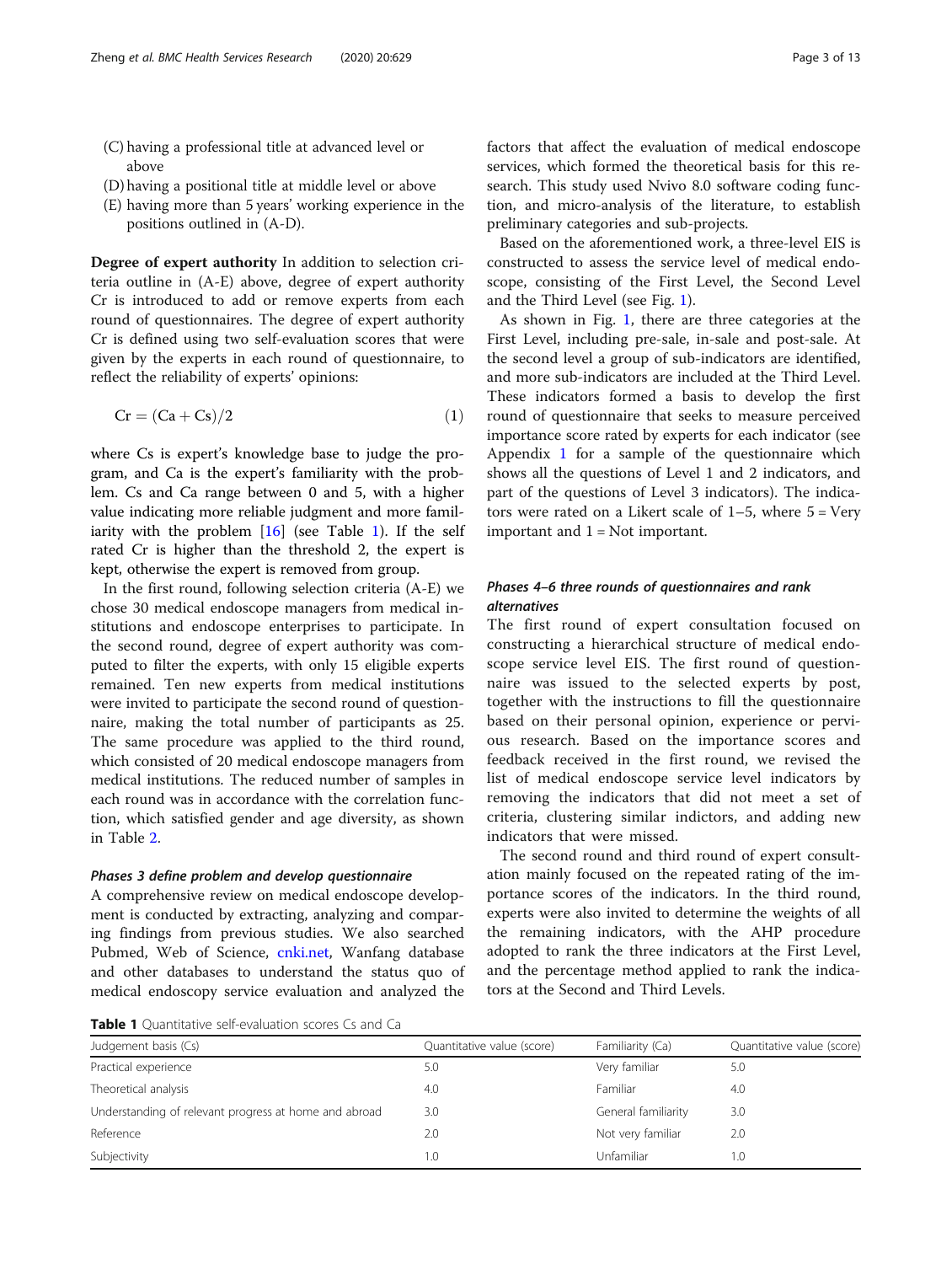(C) having a professional title at advanced level or above

(D) having a positional title at middle level or above

(E) having more than 5 years' working experience in the positions outlined in (A-D).

**Degree of expert authority** In addition to selection criteria outline in (A-E) above, degree of expert authority Cr is introduced to add or remove experts from each round of questionnaires. The degree of expert authority Cr is defined using two self-evaluation scores that were given by the experts in each round of questionnaire, to reflect the reliability of experts' opinions:

$$\mathrm{Cr} = (\mathrm{Ca} + \mathrm{Cs})/2 \tag{1}$$

where Cs is expert's knowledge base to judge the program, and Ca is the expert's familiarity with the problem. Cs and Ca range between 0 and 5, with a higher value indicating more reliable judgment and more familiarity with the problem [16] (see Table 1). If the self rated Cr is higher than the threshold 2, the expert is kept, otherwise the expert is removed from group.

In the first round, following selection criteria (A-E) we chose 30 medical endoscope managers from medical institutions and endoscope enterprises to participate. In the second round, degree of expert authority was computed to filter the experts, with only 15 eligible experts remained. Ten new experts from medical institutions were invited to participate the second round of questionnaire, making the total number of participants as 25. The same procedure was applied to the third round, which consisted of 20 medical endoscope managers from medical institutions. The reduced number of samples in each round was in accordance with the correlation function, which satisfied gender and age diversity, as shown in Table 2.

#### *Phases 3 define problem and develop questionnaire*

A comprehensive review on medical endoscope development is conducted by extracting, analyzing and comparing findings from previous studies. We also searched Pubmed, Web of Science, cnki.net, Wanfang database and other databases to understand the status quo of medical endoscopy service evaluation and analyzed the factors that affect the evaluation of medical endoscope services, which formed the theoretical basis for this research. This study used Nvivo 8.0 software coding function, and micro-analysis of the literature, to establish preliminary categories and sub-projects.

Based on the aforementioned work, a three-level EIS is constructed to assess the service level of medical endoscope, consisting of the First Level, the Second Level and the Third Level (see Fig. 1).

As shown in Fig. 1, there are three categories at the First Level, including pre-sale, in-sale and post-sale. At the second level a group of sub-indicators are identified, and more sub-indicators are included at the Third Level. These indicators formed a basis to develop the first round of questionnaire that seeks to measure perceived importance score rated by experts for each indicator (see Appendix 1 for a sample of the questionnaire which shows all the questions of Level 1 and 2 indicators, and part of the questions of Level 3 indicators). The indicators were rated on a Likert scale of 1–5, where 5 = Very important and 1 = Not important.

#### *Phases 4–6 three rounds of questionnaires and rank alternatives*

The first round of expert consultation focused on constructing a hierarchical structure of medical endoscope service level EIS. The first round of questionnaire was issued to the selected experts by post, together with the instructions to fill the questionnaire based on their personal opinion, experience or pervious research. Based on the importance scores and feedback received in the first round, we revised the list of medical endoscope service level indicators by removing the indicators that did not meet a set of criteria, clustering similar indictors, and adding new indicators that were missed.

The second round and third round of expert consultation mainly focused on the repeated rating of the importance scores of the indicators. In the third round, experts were also invited to determine the weights of all the remaining indicators, with the AHP procedure adopted to rank the three indicators at the First Level, and the percentage method applied to rank the indicators at the Second and Third Levels.

**Table 1** Quantitative self-evaluation scores Cs and Ca

| Judgement basis (Cs) | Quantitative value (score) | Familiarity (Ca) | Quantitative value (score) |
|---|---|---|---|
| Practical experience | 5.0 | Very familiar | 5.0 |
| Theoretical analysis | 4.0 | Familiar | 4.0 |
| Understanding of relevant progress at home and abroad | 3.0 | General familiarity | 3.0 |
| Reference | 2.0 | Not very familiar | 2.0 |
| Subjectivity | 1.0 | Unfamiliar | 1.0 |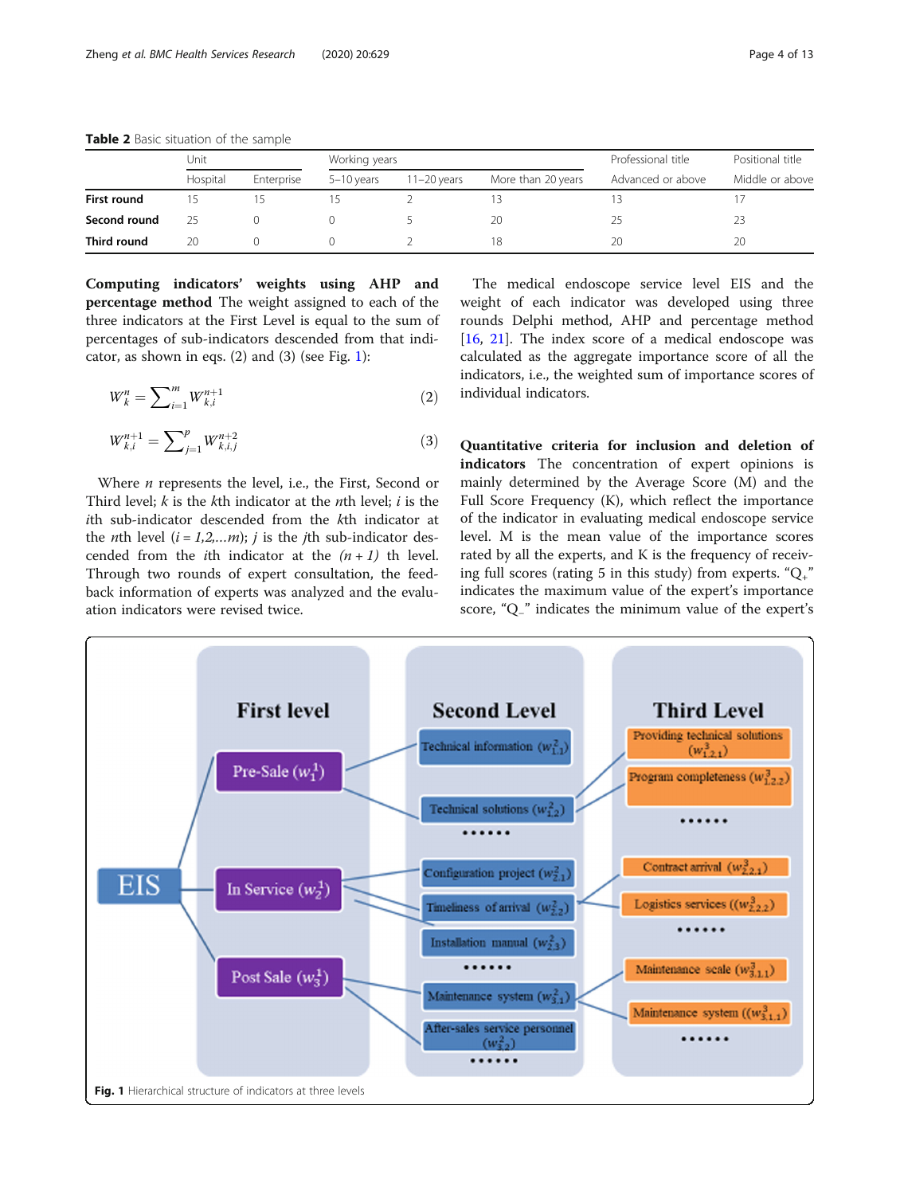**Table 2** Basic situation of the sample

| | Unit | | Working years | | | Professional title | Positional title |
|---|---|---|---|---|---|---|---|
| | Hospital | Enterprise | 5–10 years | 11–20 years | More than 20 years | Advanced or above | Middle or above |
| **First round** | 15 | 15 | 15 | 2 | 13 | 13 | 17 |
| **Second round** | 25 | 0 | 0 | 5 | 20 | 25 | 23 |
| **Third round** | 20 | 0 | 0 | 2 | 18 | 20 | 20 |

**Computing indicators' weights using AHP and percentage method** The weight assigned to each of the three indicators at the First Level is equal to the sum of percentages of sub-indicators descended from that indicator, as shown in eqs. (2) and (3) (see Fig. 1):

$$W_k^n = \sum_{i=1}^{m} W_{k,i}^{n+1} \tag{2}$$

$$W_{k,i}^{n+1} = \sum_{j=1}^{p} W_{k,i,j}^{n+2} \tag{3}$$

Where $n$ represents the level, i.e., the First, Second or Third level; $k$ is the $k$th indicator at the $n$th level; $i$ is the $i$th sub-indicator descended from the $k$th indicator at the $n$th level ($i = 1,2,\ldots m$); $j$ is the $j$th sub-indicator descended from the $i$th indicator at the $(n+1)$ th level. Through two rounds of expert consultation, the feedback information of experts was analyzed and the evaluation indicators were revised twice.

The medical endoscope service level EIS and the weight of each indicator was developed using three rounds Delphi method, AHP and percentage method [16, 21]. The index score of a medical endoscope was calculated as the aggregate importance score of all the indicators, i.e., the weighted sum of importance scores of individual indicators.

**Quantitative criteria for inclusion and deletion of indicators** The concentration of expert opinions is mainly determined by the Average Score (M) and the Full Score Frequency (K), which reflect the importance of the indicator in evaluating medical endoscope service level. M is the mean value of the importance scores rated by all the experts, and K is the frequency of receiving full scores (rating 5 in this study) from experts. "$Q_+$" indicates the maximum value of the expert's importance score, "$Q_-$" indicates the minimum value of the expert's

**Fig. 1** Hierarchical structure of indicators at three levels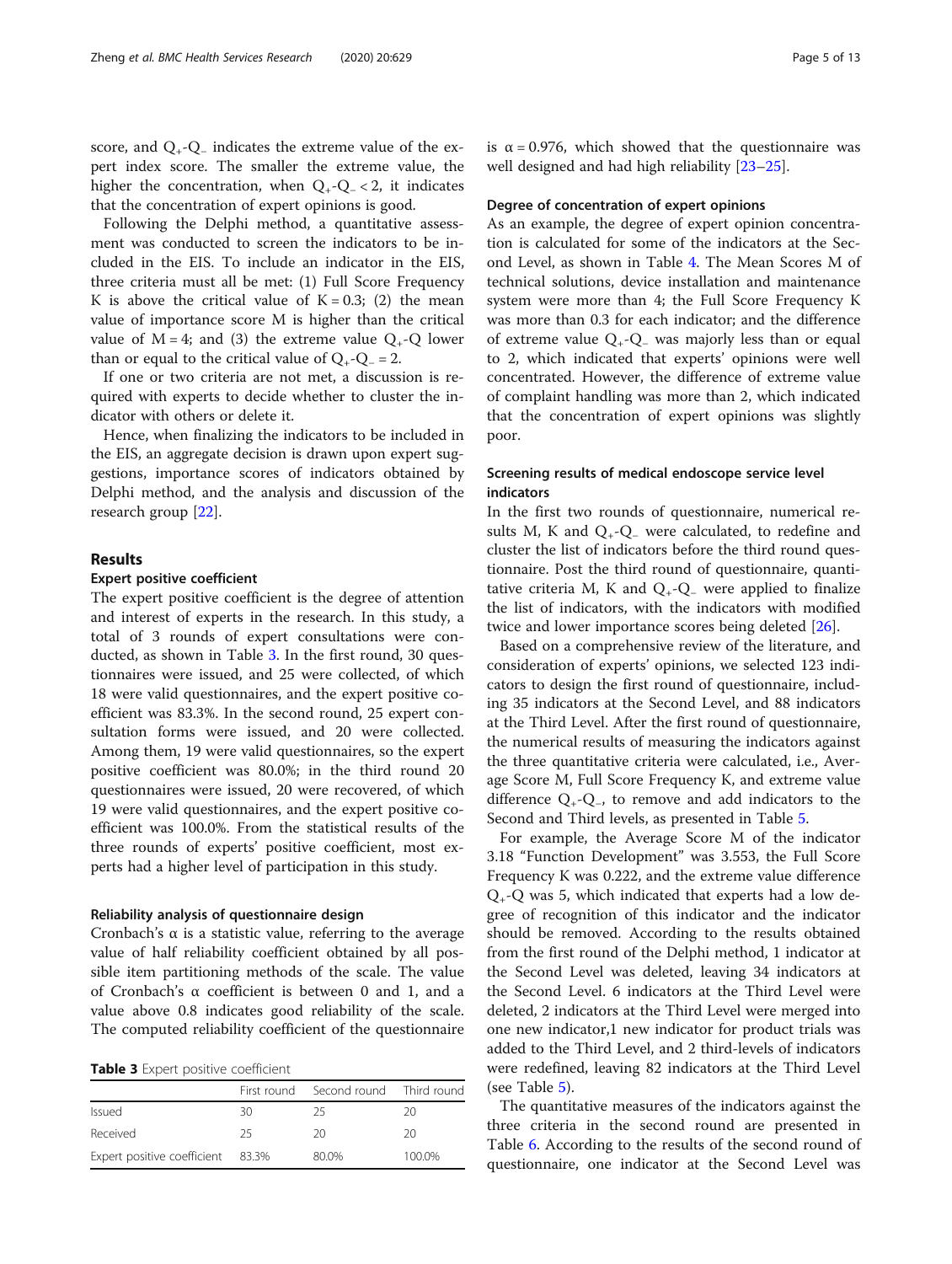score, and $Q_+$-$Q_-$ indicates the extreme value of the expert index score. The smaller the extreme value, the higher the concentration, when $Q_+$-$Q_- < 2$, it indicates that the concentration of expert opinions is good.

Following the Delphi method, a quantitative assessment was conducted to screen the indicators to be included in the EIS. To include an indicator in the EIS, three criteria must all be met: (1) Full Score Frequency K is above the critical value of $K = 0.3$; (2) the mean value of importance score M is higher than the critical value of $M = 4$; and (3) the extreme value $Q_+$-Q lower than or equal to the critical value of $Q_+$-$Q_- = 2$.

If one or two criteria are not met, a discussion is required with experts to decide whether to cluster the indicator with others or delete it.

Hence, when finalizing the indicators to be included in the EIS, an aggregate decision is drawn upon expert suggestions, importance scores of indicators obtained by Delphi method, and the analysis and discussion of the research group [22].

## Results

### Expert positive coefficient

The expert positive coefficient is the degree of attention and interest of experts in the research. In this study, a total of 3 rounds of expert consultations were conducted, as shown in Table 3. In the first round, 30 questionnaires were issued, and 25 were collected, of which 18 were valid questionnaires, and the expert positive coefficient was 83.3%. In the second round, 25 expert consultation forms were issued, and 20 were collected. Among them, 19 were valid questionnaires, so the expert positive coefficient was 80.0%; in the third round 20 questionnaires were issued, 20 were recovered, of which 19 were valid questionnaires, and the expert positive coefficient was 100.0%. From the statistical results of the three rounds of experts' positive coefficient, most experts had a higher level of participation in this study.

### Reliability analysis of questionnaire design

Cronbach's α is a statistic value, referring to the average value of half reliability coefficient obtained by all possible item partitioning methods of the scale. The value of Cronbach's α coefficient is between 0 and 1, and a value above 0.8 indicates good reliability of the scale. The computed reliability coefficient of the questionnaire is $\alpha = 0.976$, which showed that the questionnaire was well designed and had high reliability [23–25].

**Table 3** Expert positive coefficient

| | First round | Second round | Third round |
|---|---|---|---|
| Issued | 30 | 25 | 20 |
| Received | 25 | 20 | 20 |
| Expert positive coefficient | 83.3% | 80.0% | 100.0% |

### Degree of concentration of expert opinions

As an example, the degree of expert opinion concentration is calculated for some of the indicators at the Second Level, as shown in Table 4. The Mean Scores M of technical solutions, device installation and maintenance system were more than 4; the Full Score Frequency K was more than 0.3 for each indicator; and the difference of extreme value $Q_+$-$Q_-$ was majorly less than or equal to 2, which indicated that experts' opinions were well concentrated. However, the difference of extreme value of complaint handling was more than 2, which indicated that the concentration of expert opinions was slightly poor.

### Screening results of medical endoscope service level indicators

In the first two rounds of questionnaire, numerical results M, K and $Q_+$-$Q_-$ were calculated, to redefine and cluster the list of indicators before the third round questionnaire. Post the third round of questionnaire, quantitative criteria M, K and $Q_+$-$Q_-$ were applied to finalize the list of indicators, with the indicators with modified twice and lower importance scores being deleted [26].

Based on a comprehensive review of the literature, and consideration of experts' opinions, we selected 123 indicators to design the first round of questionnaire, including 35 indicators at the Second Level, and 88 indicators at the Third Level. After the first round of questionnaire, the numerical results of measuring the indicators against the three quantitative criteria were calculated, i.e., Average Score M, Full Score Frequency K, and extreme value difference $Q_+$-$Q_-$, to remove and add indicators to the Second and Third levels, as presented in Table 5.

For example, the Average Score M of the indicator 3.18 "Function Development" was 3.553, the Full Score Frequency K was 0.222, and the extreme value difference $Q_+$-Q was 5, which indicated that experts had a low degree of recognition of this indicator and the indicator should be removed. According to the results obtained from the first round of the Delphi method, 1 indicator at the Second Level was deleted, leaving 34 indicators at the Second Level. 6 indicators at the Third Level were deleted, 2 indicators at the Third Level were merged into one new indicator,1 new indicator for product trials was added to the Third Level, and 2 third-levels of indicators were redefined, leaving 82 indicators at the Third Level (see Table 5).

The quantitative measures of the indicators against the three criteria in the second round are presented in Table 6. According to the results of the second round of questionnaire, one indicator at the Second Level was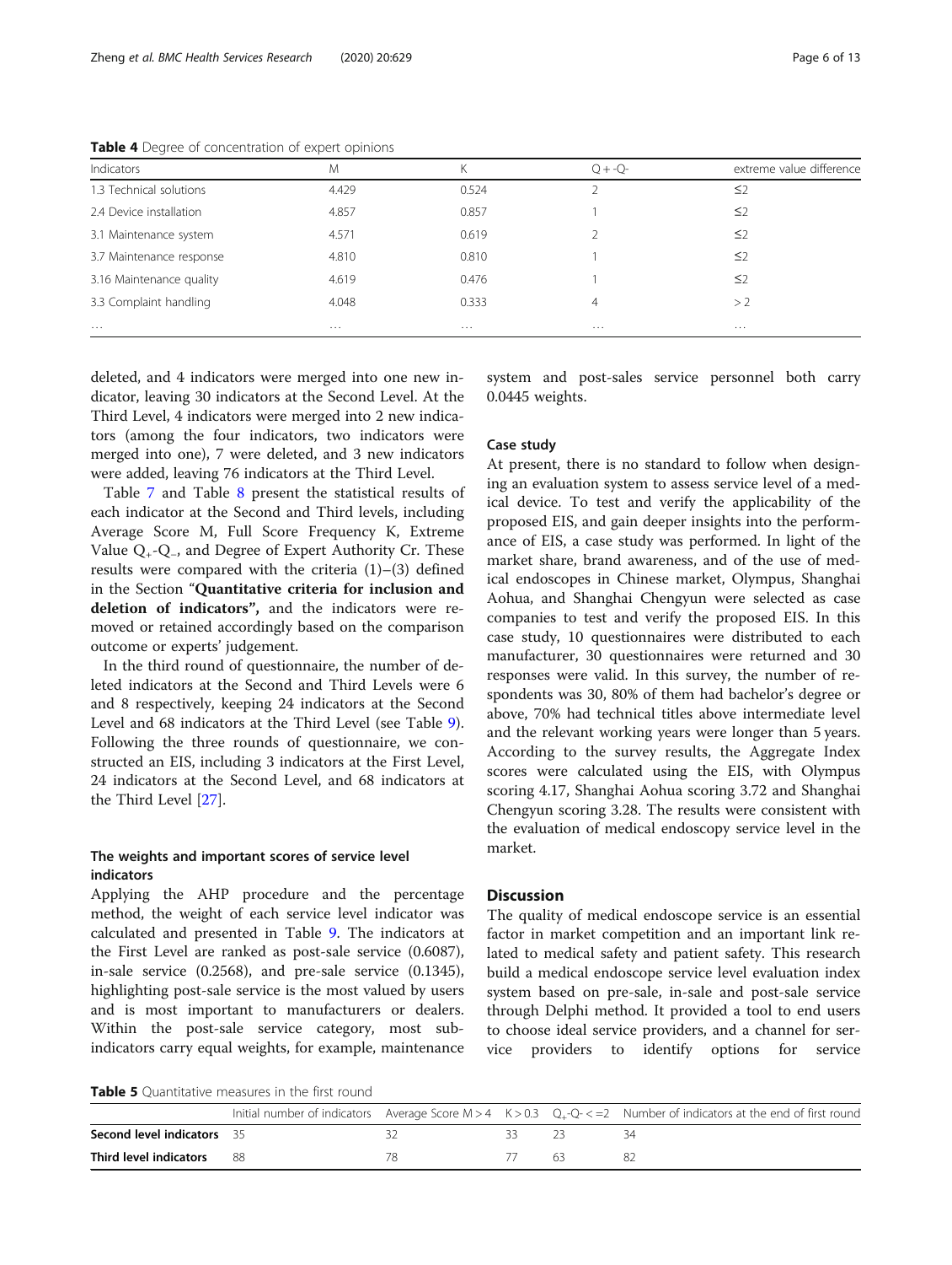**Table 4** Degree of concentration of expert opinions

| Indicators | M | K | Q + -Q- | extreme value difference |
|---|---|---|---|---|
| 1.3 Technical solutions | 4.429 | 0.524 | 2 | ≤2 |
| 2.4 Device installation | 4.857 | 0.857 | 1 | ≤2 |
| 3.1 Maintenance system | 4.571 | 0.619 | 2 | ≤2 |
| 3.7 Maintenance response | 4.810 | 0.810 | 1 | ≤2 |
| 3.16 Maintenance quality | 4.619 | 0.476 | 1 | ≤2 |
| 3.3 Complaint handling | 4.048 | 0.333 | 4 | > 2 |
| … | … | … | … | … |

deleted, and 4 indicators were merged into one new indicator, leaving 30 indicators at the Second Level. At the Third Level, 4 indicators were merged into 2 new indicators (among the four indicators, two indicators were merged into one), 7 were deleted, and 3 new indicators were added, leaving 76 indicators at the Third Level.

Table 7 and Table 8 present the statistical results of each indicator at the Second and Third levels, including Average Score M, Full Score Frequency K, Extreme Value $Q_{+}$-$Q_{-}$, and Degree of Expert Authority Cr. These results were compared with the criteria (1)–(3) defined in the Section "**Quantitative criteria for inclusion and deletion of indicators",** and the indicators were removed or retained accordingly based on the comparison outcome or experts' judgement.

In the third round of questionnaire, the number of deleted indicators at the Second and Third Levels were 6 and 8 respectively, keeping 24 indicators at the Second Level and 68 indicators at the Third Level (see Table 9). Following the three rounds of questionnaire, we constructed an EIS, including 3 indicators at the First Level, 24 indicators at the Second Level, and 68 indicators at the Third Level [27].

### The weights and important scores of service level indicators

Applying the AHP procedure and the percentage method, the weight of each service level indicator was calculated and presented in Table 9. The indicators at the First Level are ranked as post-sale service (0.6087), in-sale service (0.2568), and pre-sale service (0.1345), highlighting post-sale service is the most valued by users and is most important to manufacturers or dealers. Within the post-sale service category, most sub-indicators carry equal weights, for example, maintenance system and post-sales service personnel both carry 0.0445 weights.

### Case study

At present, there is no standard to follow when designing an evaluation system to assess service level of a medical device. To test and verify the applicability of the proposed EIS, and gain deeper insights into the performance of EIS, a case study was performed. In light of the market share, brand awareness, and of the use of medical endoscopes in Chinese market, Olympus, Shanghai Aohua, and Shanghai Chengyun were selected as case companies to test and verify the proposed EIS. In this case study, 10 questionnaires were distributed to each manufacturer, 30 questionnaires were returned and 30 responses were valid. In this survey, the number of respondents was 30, 80% of them had bachelor's degree or above, 70% had technical titles above intermediate level and the relevant working years were longer than 5 years. According to the survey results, the Aggregate Index scores were calculated using the EIS, with Olympus scoring 4.17, Shanghai Aohua scoring 3.72 and Shanghai Chengyun scoring 3.28. The results were consistent with the evaluation of medical endoscopy service level in the market.

## Discussion

The quality of medical endoscope service is an essential factor in market competition and an important link related to medical safety and patient safety. This research build a medical endoscope service level evaluation index system based on pre-sale, in-sale and post-sale service through Delphi method. It provided a tool to end users to choose ideal service providers, and a channel for service providers to identify options for service

**Table 5** Quantitative measures in the first round

| | Initial number of indicators | Average Score M > 4 | K > 0.3 | $Q_{+}$-Q- < =2 | Number of indicators at the end of first round |
|---|---|---|---|---|---|
| **Second level indicators** | 35 | 32 | 33 | 23 | 34 |
| **Third level indicators** | 88 | 78 | 77 | 63 | 82 |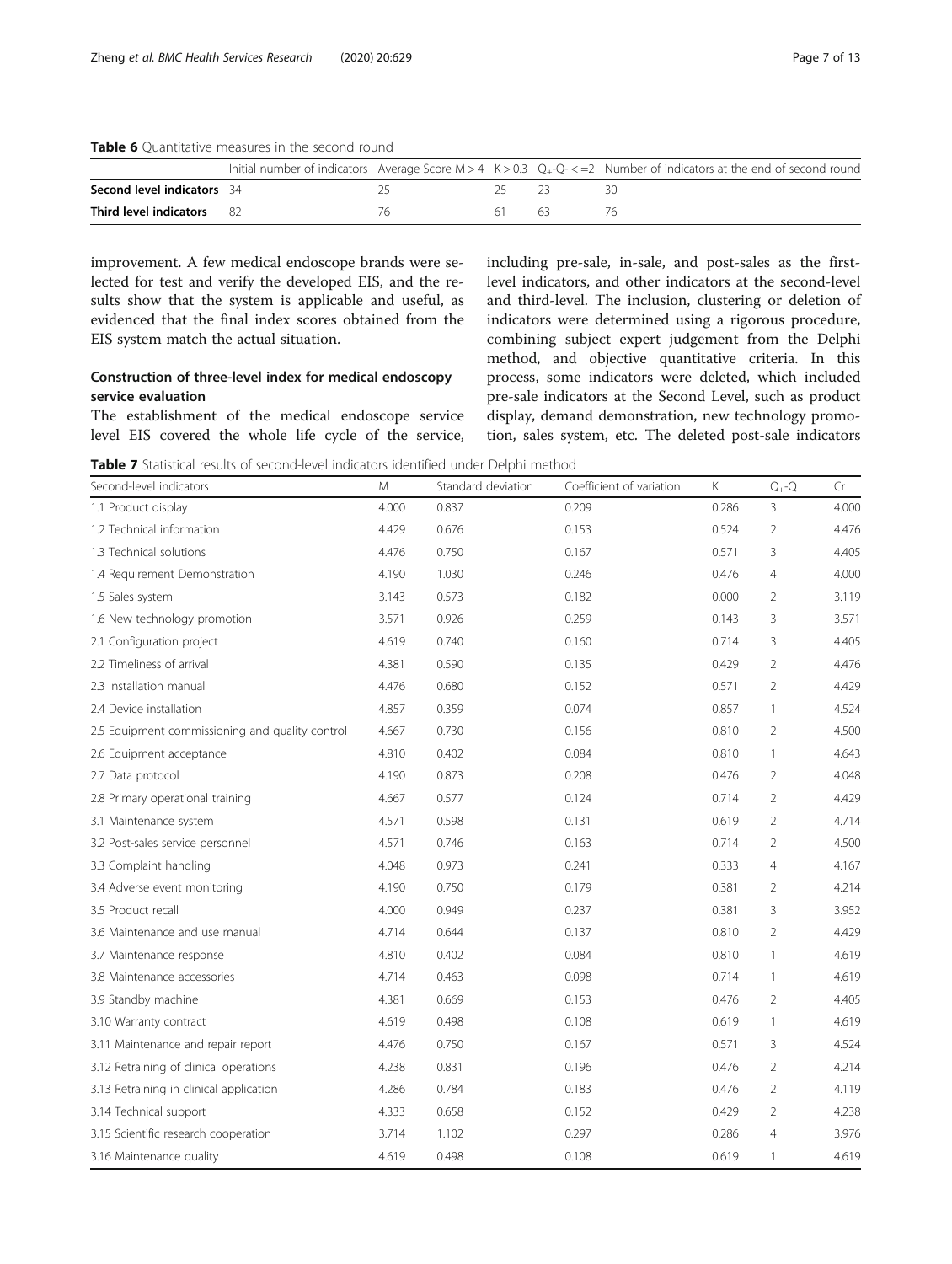**Table 6** Quantitative measures in the second round

| | Initial number of indicators | Average Score M > 4 | K > 0.3 | $Q_+$-$Q_-$ < =2 | Number of indicators at the end of second round |
|---|---|---|---|---|---|
| **Second level indicators** | 34 | 25 | 25 | 23 | 30 |
| **Third level indicators** | 82 | 76 | 61 | 63 | 76 |

improvement. A few medical endoscope brands were selected for test and verify the developed EIS, and the results show that the system is applicable and useful, as evidenced that the final index scores obtained from the EIS system match the actual situation.

## Construction of three-level index for medical endoscopy service evaluation

The establishment of the medical endoscope service level EIS covered the whole life cycle of the service, including pre-sale, in-sale, and post-sales as the first-level indicators, and other indicators at the second-level and third-level. The inclusion, clustering or deletion of indicators were determined using a rigorous procedure, combining subject expert judgement from the Delphi method, and objective quantitative criteria. In this process, some indicators were deleted, which included pre-sale indicators at the Second Level, such as product display, demand demonstration, new technology promotion, sales system, etc. The deleted post-sale indicators

**Table 7** Statistical results of second-level indicators identified under Delphi method

| Second-level indicators | M | Standard deviation | Coefficient of variation | K | $Q_+$-$Q_-$ | Cr |
|---|---|---|---|---|---|---|
| 1.1 Product display | 4.000 | 0.837 | 0.209 | 0.286 | 3 | 4.000 |
| 1.2 Technical information | 4.429 | 0.676 | 0.153 | 0.524 | 2 | 4.476 |
| 1.3 Technical solutions | 4.476 | 0.750 | 0.167 | 0.571 | 3 | 4.405 |
| 1.4 Requirement Demonstration | 4.190 | 1.030 | 0.246 | 0.476 | 4 | 4.000 |
| 1.5 Sales system | 3.143 | 0.573 | 0.182 | 0.000 | 2 | 3.119 |
| 1.6 New technology promotion | 3.571 | 0.926 | 0.259 | 0.143 | 3 | 3.571 |
| 2.1 Configuration project | 4.619 | 0.740 | 0.160 | 0.714 | 3 | 4.405 |
| 2.2 Timeliness of arrival | 4.381 | 0.590 | 0.135 | 0.429 | 2 | 4.476 |
| 2.3 Installation manual | 4.476 | 0.680 | 0.152 | 0.571 | 2 | 4.429 |
| 2.4 Device installation | 4.857 | 0.359 | 0.074 | 0.857 | 1 | 4.524 |
| 2.5 Equipment commissioning and quality control | 4.667 | 0.730 | 0.156 | 0.810 | 2 | 4.500 |
| 2.6 Equipment acceptance | 4.810 | 0.402 | 0.084 | 0.810 | 1 | 4.643 |
| 2.7 Data protocol | 4.190 | 0.873 | 0.208 | 0.476 | 2 | 4.048 |
| 2.8 Primary operational training | 4.667 | 0.577 | 0.124 | 0.714 | 2 | 4.429 |
| 3.1 Maintenance system | 4.571 | 0.598 | 0.131 | 0.619 | 2 | 4.714 |
| 3.2 Post-sales service personnel | 4.571 | 0.746 | 0.163 | 0.714 | 2 | 4.500 |
| 3.3 Complaint handling | 4.048 | 0.973 | 0.241 | 0.333 | 4 | 4.167 |
| 3.4 Adverse event monitoring | 4.190 | 0.750 | 0.179 | 0.381 | 2 | 4.214 |
| 3.5 Product recall | 4.000 | 0.949 | 0.237 | 0.381 | 3 | 3.952 |
| 3.6 Maintenance and use manual | 4.714 | 0.644 | 0.137 | 0.810 | 2 | 4.429 |
| 3.7 Maintenance response | 4.810 | 0.402 | 0.084 | 0.810 | 1 | 4.619 |
| 3.8 Maintenance accessories | 4.714 | 0.463 | 0.098 | 0.714 | 1 | 4.619 |
| 3.9 Standby machine | 4.381 | 0.669 | 0.153 | 0.476 | 2 | 4.405 |
| 3.10 Warranty contract | 4.619 | 0.498 | 0.108 | 0.619 | 1 | 4.619 |
| 3.11 Maintenance and repair report | 4.476 | 0.750 | 0.167 | 0.571 | 3 | 4.524 |
| 3.12 Retraining of clinical operations | 4.238 | 0.831 | 0.196 | 0.476 | 2 | 4.214 |
| 3.13 Retraining in clinical application | 4.286 | 0.784 | 0.183 | 0.476 | 2 | 4.119 |
| 3.14 Technical support | 4.333 | 0.658 | 0.152 | 0.429 | 2 | 4.238 |
| 3.15 Scientific research cooperation | 3.714 | 1.102 | 0.297 | 0.286 | 4 | 3.976 |
| 3.16 Maintenance quality | 4.619 | 0.498 | 0.108 | 0.619 | 1 | 4.619 |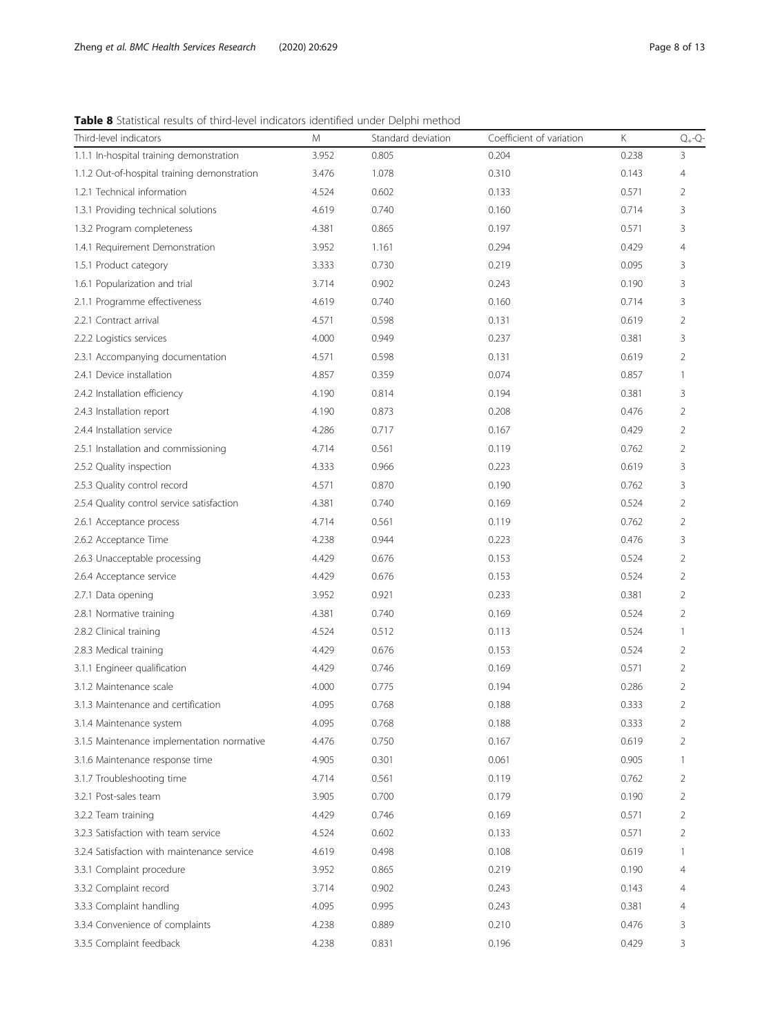**Table 8** Statistical results of third-level indicators identified under Delphi method

| Third-level indicators | M | Standard deviation | Coefficient of variation | K | $Q_{+}$-$Q_{-}$ |
|---|---|---|---|---|---|
| 1.1.1 In-hospital training demonstration | 3.952 | 0.805 | 0.204 | 0.238 | 3 |
| 1.1.2 Out-of-hospital training demonstration | 3.476 | 1.078 | 0.310 | 0.143 | 4 |
| 1.2.1 Technical information | 4.524 | 0.602 | 0.133 | 0.571 | 2 |
| 1.3.1 Providing technical solutions | 4.619 | 0.740 | 0.160 | 0.714 | 3 |
| 1.3.2 Program completeness | 4.381 | 0.865 | 0.197 | 0.571 | 3 |
| 1.4.1 Requirement Demonstration | 3.952 | 1.161 | 0.294 | 0.429 | 4 |
| 1.5.1 Product category | 3.333 | 0.730 | 0.219 | 0.095 | 3 |
| 1.6.1 Popularization and trial | 3.714 | 0.902 | 0.243 | 0.190 | 3 |
| 2.1.1 Programme effectiveness | 4.619 | 0.740 | 0.160 | 0.714 | 3 |
| 2.2.1 Contract arrival | 4.571 | 0.598 | 0.131 | 0.619 | 2 |
| 2.2.2 Logistics services | 4.000 | 0.949 | 0.237 | 0.381 | 3 |
| 2.3.1 Accompanying documentation | 4.571 | 0.598 | 0.131 | 0.619 | 2 |
| 2.4.1 Device installation | 4.857 | 0.359 | 0.074 | 0.857 | 1 |
| 2.4.2 Installation efficiency | 4.190 | 0.814 | 0.194 | 0.381 | 3 |
| 2.4.3 Installation report | 4.190 | 0.873 | 0.208 | 0.476 | 2 |
| 2.4.4 Installation service | 4.286 | 0.717 | 0.167 | 0.429 | 2 |
| 2.5.1 Installation and commissioning | 4.714 | 0.561 | 0.119 | 0.762 | 2 |
| 2.5.2 Quality inspection | 4.333 | 0.966 | 0.223 | 0.619 | 3 |
| 2.5.3 Quality control record | 4.571 | 0.870 | 0.190 | 0.762 | 3 |
| 2.5.4 Quality control service satisfaction | 4.381 | 0.740 | 0.169 | 0.524 | 2 |
| 2.6.1 Acceptance process | 4.714 | 0.561 | 0.119 | 0.762 | 2 |
| 2.6.2 Acceptance Time | 4.238 | 0.944 | 0.223 | 0.476 | 3 |
| 2.6.3 Unacceptable processing | 4.429 | 0.676 | 0.153 | 0.524 | 2 |
| 2.6.4 Acceptance service | 4.429 | 0.676 | 0.153 | 0.524 | 2 |
| 2.7.1 Data opening | 3.952 | 0.921 | 0.233 | 0.381 | 2 |
| 2.8.1 Normative training | 4.381 | 0.740 | 0.169 | 0.524 | 2 |
| 2.8.2 Clinical training | 4.524 | 0.512 | 0.113 | 0.524 | 1 |
| 2.8.3 Medical training | 4.429 | 0.676 | 0.153 | 0.524 | 2 |
| 3.1.1 Engineer qualification | 4.429 | 0.746 | 0.169 | 0.571 | 2 |
| 3.1.2 Maintenance scale | 4.000 | 0.775 | 0.194 | 0.286 | 2 |
| 3.1.3 Maintenance and certification | 4.095 | 0.768 | 0.188 | 0.333 | 2 |
| 3.1.4 Maintenance system | 4.095 | 0.768 | 0.188 | 0.333 | 2 |
| 3.1.5 Maintenance implementation normative | 4.476 | 0.750 | 0.167 | 0.619 | 2 |
| 3.1.6 Maintenance response time | 4.905 | 0.301 | 0.061 | 0.905 | 1 |
| 3.1.7 Troubleshooting time | 4.714 | 0.561 | 0.119 | 0.762 | 2 |
| 3.2.1 Post-sales team | 3.905 | 0.700 | 0.179 | 0.190 | 2 |
| 3.2.2 Team training | 4.429 | 0.746 | 0.169 | 0.571 | 2 |
| 3.2.3 Satisfaction with team service | 4.524 | 0.602 | 0.133 | 0.571 | 2 |
| 3.2.4 Satisfaction with maintenance service | 4.619 | 0.498 | 0.108 | 0.619 | 1 |
| 3.3.1 Complaint procedure | 3.952 | 0.865 | 0.219 | 0.190 | 4 |
| 3.3.2 Complaint record | 3.714 | 0.902 | 0.243 | 0.143 | 4 |
| 3.3.3 Complaint handling | 4.095 | 0.995 | 0.243 | 0.381 | 4 |
| 3.3.4 Convenience of complaints | 4.238 | 0.889 | 0.210 | 0.476 | 3 |
| 3.3.5 Complaint feedback | 4.238 | 0.831 | 0.196 | 0.429 | 3 |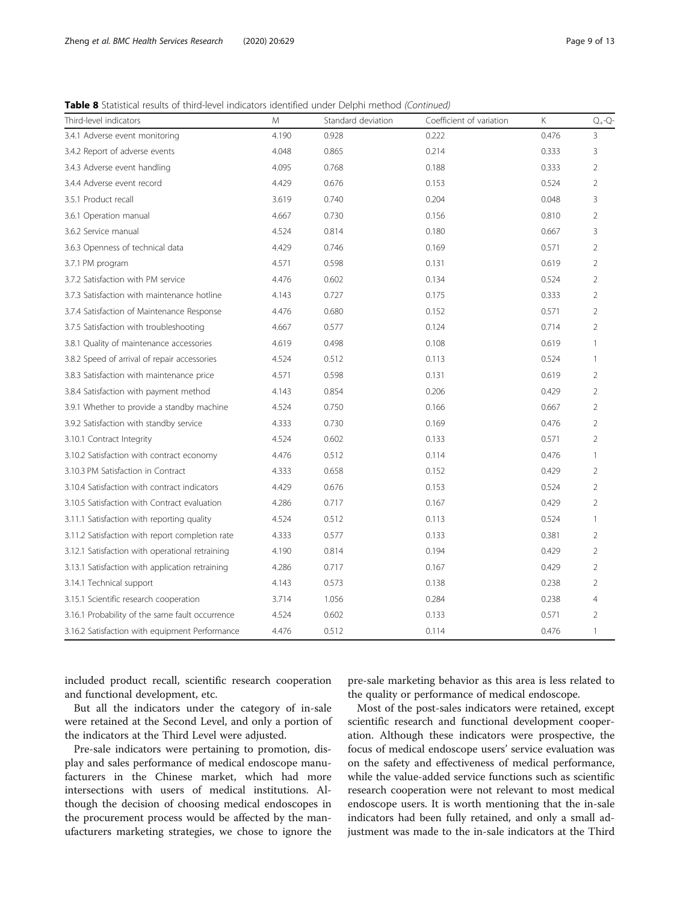**Table 8** Statistical results of third-level indicators identified under Delphi method *(Continued)*

| Third-level indicators | M | Standard deviation | Coefficient of variation | K | $Q_+$-$Q_-$ |
|---|---|---|---|---|---|
| 3.4.1 Adverse event monitoring | 4.190 | 0.928 | 0.222 | 0.476 | 3 |
| 3.4.2 Report of adverse events | 4.048 | 0.865 | 0.214 | 0.333 | 3 |
| 3.4.3 Adverse event handling | 4.095 | 0.768 | 0.188 | 0.333 | 2 |
| 3.4.4 Adverse event record | 4.429 | 0.676 | 0.153 | 0.524 | 2 |
| 3.5.1 Product recall | 3.619 | 0.740 | 0.204 | 0.048 | 3 |
| 3.6.1 Operation manual | 4.667 | 0.730 | 0.156 | 0.810 | 2 |
| 3.6.2 Service manual | 4.524 | 0.814 | 0.180 | 0.667 | 3 |
| 3.6.3 Openness of technical data | 4.429 | 0.746 | 0.169 | 0.571 | 2 |
| 3.7.1 PM program | 4.571 | 0.598 | 0.131 | 0.619 | 2 |
| 3.7.2 Satisfaction with PM service | 4.476 | 0.602 | 0.134 | 0.524 | 2 |
| 3.7.3 Satisfaction with maintenance hotline | 4.143 | 0.727 | 0.175 | 0.333 | 2 |
| 3.7.4 Satisfaction of Maintenance Response | 4.476 | 0.680 | 0.152 | 0.571 | 2 |
| 3.7.5 Satisfaction with troubleshooting | 4.667 | 0.577 | 0.124 | 0.714 | 2 |
| 3.8.1 Quality of maintenance accessories | 4.619 | 0.498 | 0.108 | 0.619 | 1 |
| 3.8.2 Speed of arrival of repair accessories | 4.524 | 0.512 | 0.113 | 0.524 | 1 |
| 3.8.3 Satisfaction with maintenance price | 4.571 | 0.598 | 0.131 | 0.619 | 2 |
| 3.8.4 Satisfaction with payment method | 4.143 | 0.854 | 0.206 | 0.429 | 2 |
| 3.9.1 Whether to provide a standby machine | 4.524 | 0.750 | 0.166 | 0.667 | 2 |
| 3.9.2 Satisfaction with standby service | 4.333 | 0.730 | 0.169 | 0.476 | 2 |
| 3.10.1 Contract Integrity | 4.524 | 0.602 | 0.133 | 0.571 | 2 |
| 3.10.2 Satisfaction with contract economy | 4.476 | 0.512 | 0.114 | 0.476 | 1 |
| 3.10.3 PM Satisfaction in Contract | 4.333 | 0.658 | 0.152 | 0.429 | 2 |
| 3.10.4 Satisfaction with contract indicators | 4.429 | 0.676 | 0.153 | 0.524 | 2 |
| 3.10.5 Satisfaction with Contract evaluation | 4.286 | 0.717 | 0.167 | 0.429 | 2 |
| 3.11.1 Satisfaction with reporting quality | 4.524 | 0.512 | 0.113 | 0.524 | 1 |
| 3.11.2 Satisfaction with report completion rate | 4.333 | 0.577 | 0.133 | 0.381 | 2 |
| 3.12.1 Satisfaction with operational retraining | 4.190 | 0.814 | 0.194 | 0.429 | 2 |
| 3.13.1 Satisfaction with application retraining | 4.286 | 0.717 | 0.167 | 0.429 | 2 |
| 3.14.1 Technical support | 4.143 | 0.573 | 0.138 | 0.238 | 2 |
| 3.15.1 Scientific research cooperation | 3.714 | 1.056 | 0.284 | 0.238 | 4 |
| 3.16.1 Probability of the same fault occurrence | 4.524 | 0.602 | 0.133 | 0.571 | 2 |
| 3.16.2 Satisfaction with equipment Performance | 4.476 | 0.512 | 0.114 | 0.476 | 1 |

included product recall, scientific research cooperation and functional development, etc.

But all the indicators under the category of in-sale were retained at the Second Level, and only a portion of the indicators at the Third Level were adjusted.

Pre-sale indicators were pertaining to promotion, display and sales performance of medical endoscope manufacturers in the Chinese market, which had more intersections with users of medical institutions. Although the decision of choosing medical endoscopes in the procurement process would be affected by the manufacturers marketing strategies, we chose to ignore the pre-sale marketing behavior as this area is less related to the quality or performance of medical endoscope.

Most of the post-sales indicators were retained, except scientific research and functional development cooperation. Although these indicators were prospective, the focus of medical endoscope users' service evaluation was on the safety and effectiveness of medical performance, while the value-added service functions such as scientific research cooperation were not relevant to most medical endoscope users. It is worth mentioning that the in-sale indicators had been fully retained, and only a small adjustment was made to the in-sale indicators at the Third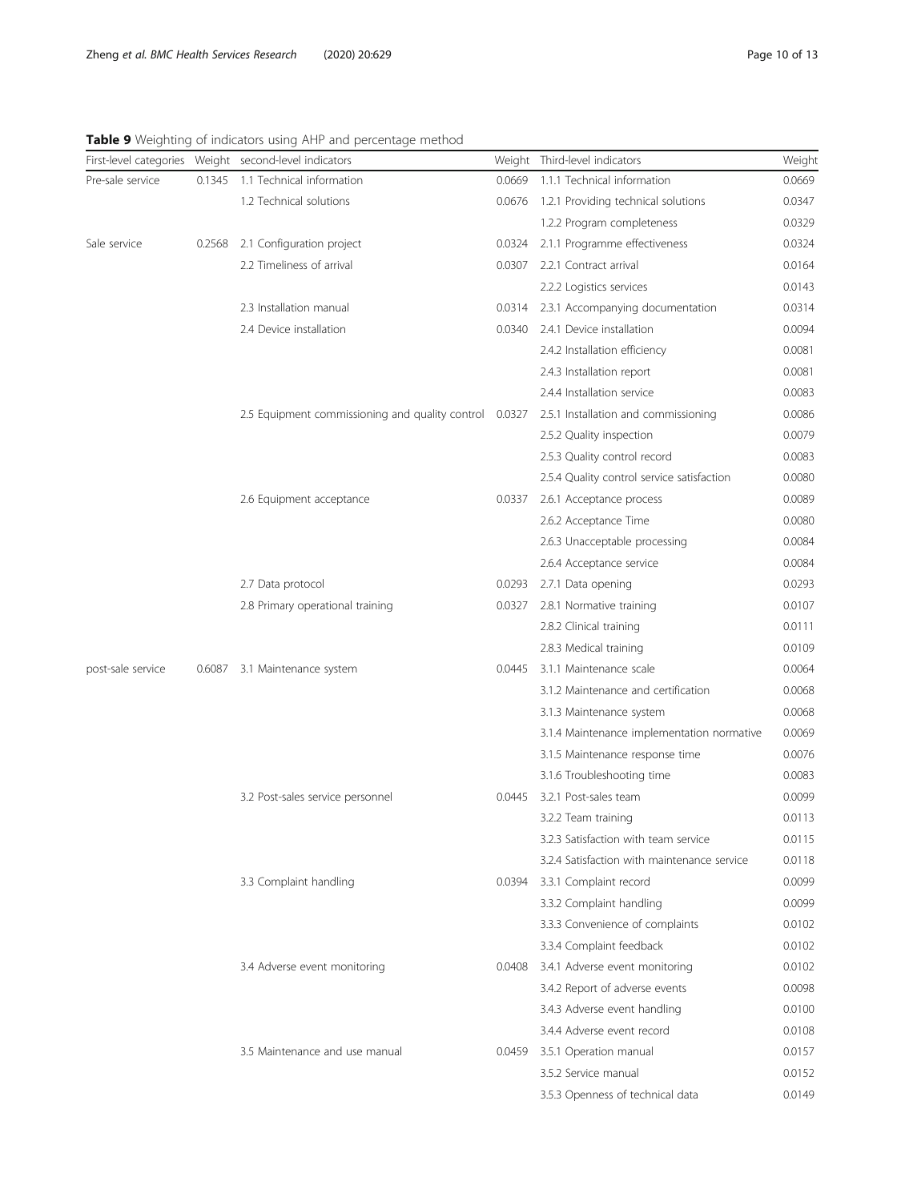**Table 9** Weighting of indicators using AHP and percentage method

| First-level categories | Weight | second-level indicators | Weight | Third-level indicators | Weight |
|---|---|---|---|---|---|
| Pre-sale service | 0.1345 | 1.1 Technical information | 0.0669 | 1.1.1 Technical information | 0.0669 |
| | | 1.2 Technical solutions | 0.0676 | 1.2.1 Providing technical solutions | 0.0347 |
| | | | | 1.2.2 Program completeness | 0.0329 |
| Sale service | 0.2568 | 2.1 Configuration project | 0.0324 | 2.1.1 Programme effectiveness | 0.0324 |
| | | 2.2 Timeliness of arrival | 0.0307 | 2.2.1 Contract arrival | 0.0164 |
| | | | | 2.2.2 Logistics services | 0.0143 |
| | | 2.3 Installation manual | 0.0314 | 2.3.1 Accompanying documentation | 0.0314 |
| | | 2.4 Device installation | 0.0340 | 2.4.1 Device installation | 0.0094 |
| | | | | 2.4.2 Installation efficiency | 0.0081 |
| | | | | 2.4.3 Installation report | 0.0081 |
| | | | | 2.4.4 Installation service | 0.0083 |
| | | 2.5 Equipment commissioning and quality control | 0.0327 | 2.5.1 Installation and commissioning | 0.0086 |
| | | | | 2.5.2 Quality inspection | 0.0079 |
| | | | | 2.5.3 Quality control record | 0.0083 |
| | | | | 2.5.4 Quality control service satisfaction | 0.0080 |
| | | 2.6 Equipment acceptance | 0.0337 | 2.6.1 Acceptance process | 0.0089 |
| | | | | 2.6.2 Acceptance Time | 0.0080 |
| | | | | 2.6.3 Unacceptable processing | 0.0084 |
| | | | | 2.6.4 Acceptance service | 0.0084 |
| | | 2.7 Data protocol | 0.0293 | 2.7.1 Data opening | 0.0293 |
| | | 2.8 Primary operational training | 0.0327 | 2.8.1 Normative training | 0.0107 |
| | | | | 2.8.2 Clinical training | 0.0111 |
| | | | | 2.8.3 Medical training | 0.0109 |
| post-sale service | 0.6087 | 3.1 Maintenance system | 0.0445 | 3.1.1 Maintenance scale | 0.0064 |
| | | | | 3.1.2 Maintenance and certification | 0.0068 |
| | | | | 3.1.3 Maintenance system | 0.0068 |
| | | | | 3.1.4 Maintenance implementation normative | 0.0069 |
| | | | | 3.1.5 Maintenance response time | 0.0076 |
| | | | | 3.1.6 Troubleshooting time | 0.0083 |
| | | 3.2 Post-sales service personnel | 0.0445 | 3.2.1 Post-sales team | 0.0099 |
| | | | | 3.2.2 Team training | 0.0113 |
| | | | | 3.2.3 Satisfaction with team service | 0.0115 |
| | | | | 3.2.4 Satisfaction with maintenance service | 0.0118 |
| | | 3.3 Complaint handling | 0.0394 | 3.3.1 Complaint record | 0.0099 |
| | | | | 3.3.2 Complaint handling | 0.0099 |
| | | | | 3.3.3 Convenience of complaints | 0.0102 |
| | | | | 3.3.4 Complaint feedback | 0.0102 |
| | | 3.4 Adverse event monitoring | 0.0408 | 3.4.1 Adverse event monitoring | 0.0102 |
| | | | | 3.4.2 Report of adverse events | 0.0098 |
| | | | | 3.4.3 Adverse event handling | 0.0100 |
| | | | | 3.4.4 Adverse event record | 0.0108 |
| | | 3.5 Maintenance and use manual | 0.0459 | 3.5.1 Operation manual | 0.0157 |
| | | | | 3.5.2 Service manual | 0.0152 |
| | | | | 3.5.3 Openness of technical data | 0.0149 |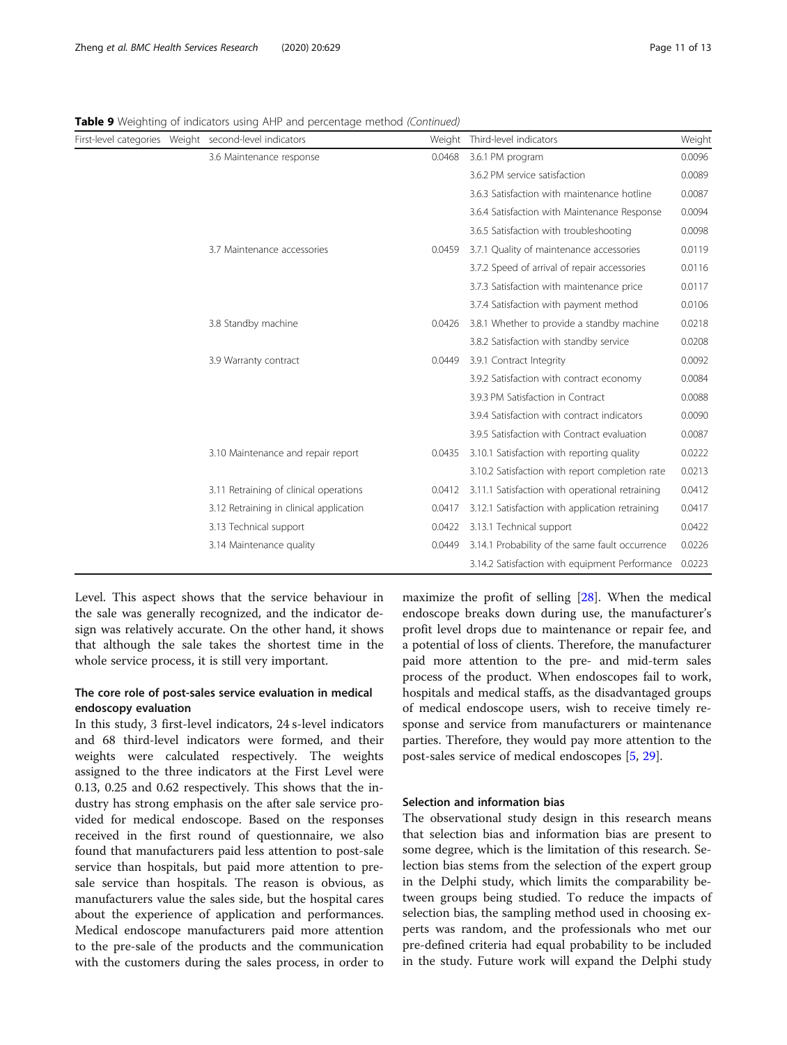**Table 9** Weighting of indicators using AHP and percentage method *(Continued)*

| First-level categories | Weight | second-level indicators | Weight | Third-level indicators | Weight |
|---|---|---|---|---|---|
| | | 3.6 Maintenance response | 0.0468 | 3.6.1 PM program | 0.0096 |
| | | | | 3.6.2 PM service satisfaction | 0.0089 |
| | | | | 3.6.3 Satisfaction with maintenance hotline | 0.0087 |
| | | | | 3.6.4 Satisfaction with Maintenance Response | 0.0094 |
| | | | | 3.6.5 Satisfaction with troubleshooting | 0.0098 |
| | | 3.7 Maintenance accessories | 0.0459 | 3.7.1 Quality of maintenance accessories | 0.0119 |
| | | | | 3.7.2 Speed of arrival of repair accessories | 0.0116 |
| | | | | 3.7.3 Satisfaction with maintenance price | 0.0117 |
| | | | | 3.7.4 Satisfaction with payment method | 0.0106 |
| | | 3.8 Standby machine | 0.0426 | 3.8.1 Whether to provide a standby machine | 0.0218 |
| | | | | 3.8.2 Satisfaction with standby service | 0.0208 |
| | | 3.9 Warranty contract | 0.0449 | 3.9.1 Contract Integrity | 0.0092 |
| | | | | 3.9.2 Satisfaction with contract economy | 0.0084 |
| | | | | 3.9.3 PM Satisfaction in Contract | 0.0088 |
| | | | | 3.9.4 Satisfaction with contract indicators | 0.0090 |
| | | | | 3.9.5 Satisfaction with Contract evaluation | 0.0087 |
| | | 3.10 Maintenance and repair report | 0.0435 | 3.10.1 Satisfaction with reporting quality | 0.0222 |
| | | | | 3.10.2 Satisfaction with report completion rate | 0.0213 |
| | | 3.11 Retraining of clinical operations | 0.0412 | 3.11.1 Satisfaction with operational retraining | 0.0412 |
| | | 3.12 Retraining in clinical application | 0.0417 | 3.12.1 Satisfaction with application retraining | 0.0417 |
| | | 3.13 Technical support | 0.0422 | 3.13.1 Technical support | 0.0422 |
| | | 3.14 Maintenance quality | 0.0449 | 3.14.1 Probability of the same fault occurrence | 0.0226 |
| | | | | 3.14.2 Satisfaction with equipment Performance | 0.0223 |

Level. This aspect shows that the service behaviour in the sale was generally recognized, and the indicator design was relatively accurate. On the other hand, it shows that although the sale takes the shortest time in the whole service process, it is still very important.

### The core role of post-sales service evaluation in medical endoscopy evaluation

In this study, 3 first-level indicators, 24 s-level indicators and 68 third-level indicators were formed, and their weights were calculated respectively. The weights assigned to the three indicators at the First Level were 0.13, 0.25 and 0.62 respectively. This shows that the industry has strong emphasis on the after sale service provided for medical endoscope. Based on the responses received in the first round of questionnaire, we also found that manufacturers paid less attention to post-sale service than hospitals, but paid more attention to pre-sale service than hospitals. The reason is obvious, as manufacturers value the sales side, but the hospital cares about the experience of application and performances. Medical endoscope manufacturers paid more attention to the pre-sale of the products and the communication with the customers during the sales process, in order to maximize the profit of selling [28]. When the medical endoscope breaks down during use, the manufacturer's profit level drops due to maintenance or repair fee, and a potential of loss of clients. Therefore, the manufacturer paid more attention to the pre- and mid-term sales process of the product. When endoscopes fail to work, hospitals and medical staffs, as the disadvantaged groups of medical endoscope users, wish to receive timely response and service from manufacturers or maintenance parties. Therefore, they would pay more attention to the post-sales service of medical endoscopes [5, 29].

### Selection and information bias

The observational study design in this research means that selection bias and information bias are present to some degree, which is the limitation of this research. Selection bias stems from the selection of the expert group in the Delphi study, which limits the comparability between groups being studied. To reduce the impacts of selection bias, the sampling method used in choosing experts was random, and the professionals who met our pre-defined criteria had equal probability to be included in the study. Future work will expand the Delphi study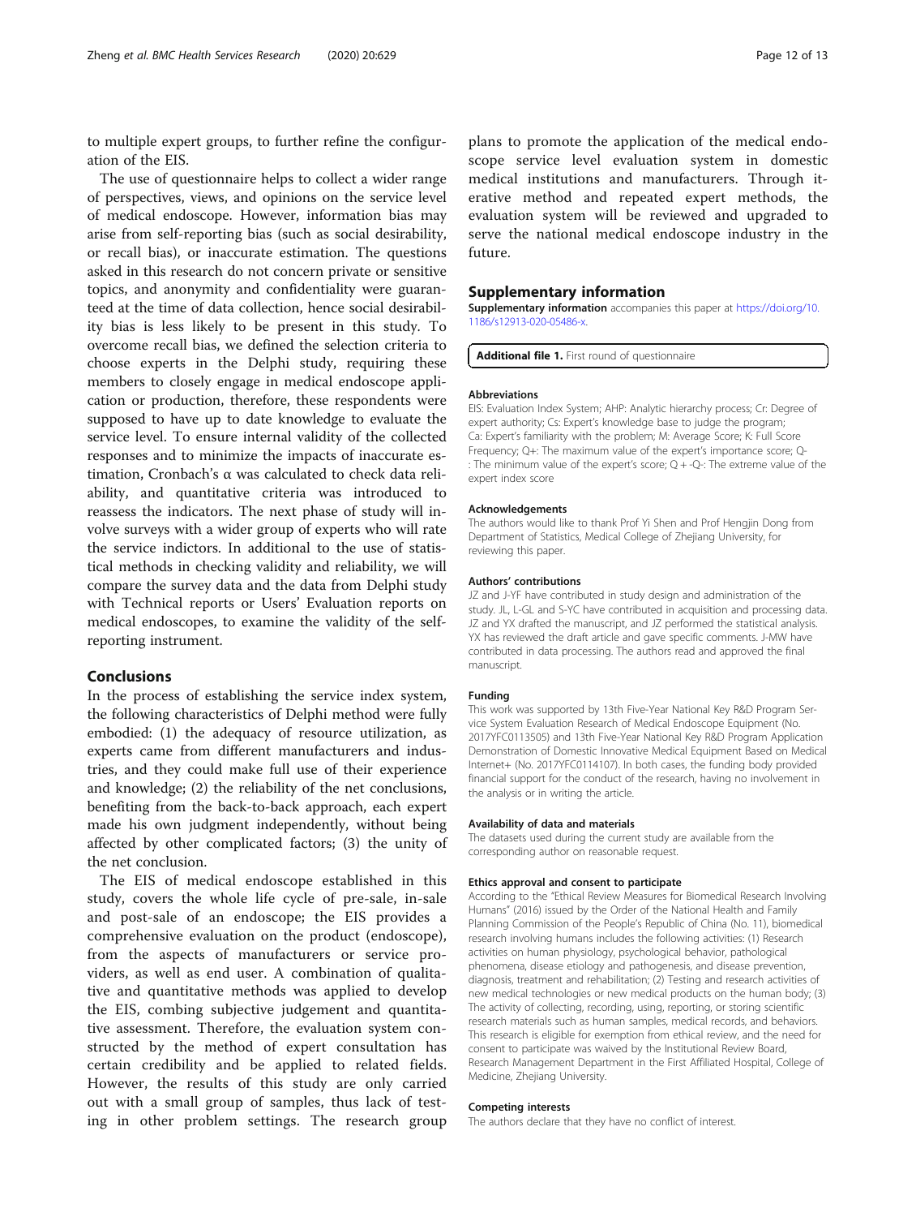to multiple expert groups, to further refine the configuration of the EIS.

The use of questionnaire helps to collect a wider range of perspectives, views, and opinions on the service level of medical endoscope. However, information bias may arise from self-reporting bias (such as social desirability, or recall bias), or inaccurate estimation. The questions asked in this research do not concern private or sensitive topics, and anonymity and confidentiality were guaranteed at the time of data collection, hence social desirability bias is less likely to be present in this study. To overcome recall bias, we defined the selection criteria to choose experts in the Delphi study, requiring these members to closely engage in medical endoscope application or production, therefore, these respondents were supposed to have up to date knowledge to evaluate the service level. To ensure internal validity of the collected responses and to minimize the impacts of inaccurate estimation, Cronbach's α was calculated to check data reliability, and quantitative criteria was introduced to reassess the indicators. The next phase of study will involve surveys with a wider group of experts who will rate the service indictors. In additional to the use of statistical methods in checking validity and reliability, we will compare the survey data and the data from Delphi study with Technical reports or Users' Evaluation reports on medical endoscopes, to examine the validity of the self-reporting instrument.

## Conclusions

In the process of establishing the service index system, the following characteristics of Delphi method were fully embodied: (1) the adequacy of resource utilization, as experts came from different manufacturers and industries, and they could make full use of their experience and knowledge; (2) the reliability of the net conclusions, benefiting from the back-to-back approach, each expert made his own judgment independently, without being affected by other complicated factors; (3) the unity of the net conclusion.

The EIS of medical endoscope established in this study, covers the whole life cycle of pre-sale, in-sale and post-sale of an endoscope; the EIS provides a comprehensive evaluation on the product (endoscope), from the aspects of manufacturers or service providers, as well as end user. A combination of qualitative and quantitative methods was applied to develop the EIS, combing subjective judgement and quantitative assessment. Therefore, the evaluation system constructed by the method of expert consultation has certain credibility and be applied to related fields. However, the results of this study are only carried out with a small group of samples, thus lack of testing in other problem settings. The research group plans to promote the application of the medical endoscope service level evaluation system in domestic medical institutions and manufacturers. Through iterative method and repeated expert methods, the evaluation system will be reviewed and upgraded to serve the national medical endoscope industry in the future.

## Supplementary information

**Supplementary information** accompanies this paper at https://doi.org/10.1186/s12913-020-05486-x.

**Additional file 1.** First round of questionnaire

#### Abbreviations

EIS: Evaluation Index System; AHP: Analytic hierarchy process; Cr: Degree of expert authority; Cs: Expert's knowledge base to judge the program; Ca: Expert's familiarity with the problem; M: Average Score; K: Full Score Frequency; Q+: The maximum value of the expert's importance score; Q-: The minimum value of the expert's score; Q + -Q-: The extreme value of the expert index score

#### Acknowledgements

The authors would like to thank Prof Yi Shen and Prof Hengjin Dong from Department of Statistics, Medical College of Zhejiang University, for reviewing this paper.

#### Authors' contributions

JZ and J-YF have contributed in study design and administration of the study. JL, L-GL and S-YC have contributed in acquisition and processing data. JZ and YX drafted the manuscript, and JZ performed the statistical analysis. YX has reviewed the draft article and gave specific comments. J-MW have contributed in data processing. The authors read and approved the final manuscript.

#### Funding

This work was supported by 13th Five-Year National Key R&D Program Service System Evaluation Research of Medical Endoscope Equipment (No. 2017YFC0113505) and 13th Five-Year National Key R&D Program Application Demonstration of Domestic Innovative Medical Equipment Based on Medical Internet+ (No. 2017YFC0114107). In both cases, the funding body provided financial support for the conduct of the research, having no involvement in the analysis or in writing the article.

#### Availability of data and materials

The datasets used during the current study are available from the corresponding author on reasonable request.

#### Ethics approval and consent to participate

According to the "Ethical Review Measures for Biomedical Research Involving Humans" (2016) issued by the Order of the National Health and Family Planning Commission of the People's Republic of China (No. 11), biomedical research involving humans includes the following activities: (1) Research activities on human physiology, psychological behavior, pathological phenomena, disease etiology and pathogenesis, and disease prevention, diagnosis, treatment and rehabilitation; (2) Testing and research activities of new medical technologies or new medical products on the human body; (3) The activity of collecting, recording, using, reporting, or storing scientific research materials such as human samples, medical records, and behaviors. This research is eligible for exemption from ethical review, and the need for consent to participate was waived by the Institutional Review Board, Research Management Department in the First Affiliated Hospital, College of Medicine, Zhejiang University.

#### Competing interests

The authors declare that they have no conflict of interest.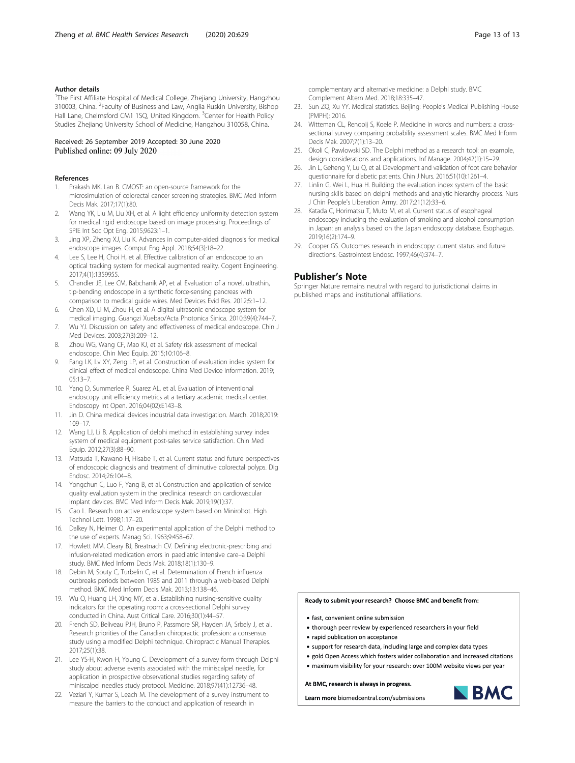#### Author details

[1]The First Affiliate Hospital of Medical College, Zhejiang University, Hangzhou 310003, China. [2]Faculty of Business and Law, Anglia Ruskin University, Bishop Hall Lane, Chelmsford CM1 1SQ, United Kingdom. [3]Center for Health Policy Studies Zhejiang University School of Medicine, Hangzhou 310058, China.

Received: 26 September 2019 Accepted: 30 June 2020
Published online: 09 July 2020

#### References

1. Prakash MK, Lan B. CMOST: an open-source framework for the microsimulation of colorectal cancer screening strategies. BMC Med Inform Decis Mak. 2017;17(1):80.
2. Wang YK, Liu M, Liu XH, et al. A light efficiency uniformity detection system for medical rigid endoscope based on image processing. Proceedings of SPIE Int Soc Opt Eng. 2015;9623:1–1.
3. Jing XP, Zheng XJ, Liu K. Advances in computer-aided diagnosis for medical endoscope images. Comput Eng Appl. 2018;54(3):18–22.
4. Lee S, Lee H, Choi H, et al. Effective calibration of an endoscope to an optical tracking system for medical augmented reality. Cogent Engineering. 2017;4(1):1359955.
5. Chandler JE, Lee CM, Babchanik AP, et al. Evaluation of a novel, ultrathin, tip-bending endoscope in a synthetic force-sensing pancreas with comparison to medical guide wires. Med Devices Evid Res. 2012;5:1–12.
6. Chen XD, Li M, Zhou H, et al. A digital ultrasonic endoscope system for medical imaging. Guangzi Xuebao/Acta Photonica Sinica. 2010;39(4):744–7.
7. Wu YJ. Discussion on safety and effectiveness of medical endoscope. Chin J Med Devices. 2003;27(3):209–12.
8. Zhou WG, Wang CF, Mao KJ, et al. Safety risk assessment of medical endoscope. Chin Med Equip. 2015;10:106–8.
9. Fang LK, Lv XY, Zeng LP, et al. Construction of evaluation index system for clinical effect of medical endoscope. China Med Device Information. 2019; 05:13–7.
10. Yang D, Summerlee R, Suarez AL, et al. Evaluation of interventional endoscopy unit efficiency metrics at a tertiary academic medical center. Endoscopy Int Open. 2016;04(02):E143–8.
11. Jin D. China medical devices industrial data investigation. March. 2018;2019: 109–17.
12. Wang LJ, Li B. Application of delphi method in establishing survey index system of medical equipment post-sales service satisfaction. Chin Med Equip. 2012;27(3):88–90.
13. Matsuda T, Kawano H, Hisabe T, et al. Current status and future perspectives of endoscopic diagnosis and treatment of diminutive colorectal polyps. Dig Endosc. 2014;26:104–8.
14. Yongchun C, Luo F, Yang B, et al. Construction and application of service quality evaluation system in the preclinical research on cardiovascular implant devices. BMC Med Inform Decis Mak. 2019;19(1):37.
15. Gao L. Research on active endoscope system based on Minirobot. High Technol Lett. 1998;1:17–20.
16. Dalkey N, Helmer O. An experimental application of the Delphi method to the use of experts. Manag Sci. 1963;9:458–67.
17. Howlett MM, Cleary BJ, Breatnach CV. Defining electronic-prescribing and infusion-related medication errors in paediatric intensive care–a Delphi study. BMC Med Inform Decis Mak. 2018;18(1):130–9.
18. Debin M, Souty C, Turbelin C, et al. Determination of French influenza outbreaks periods between 1985 and 2011 through a web-based Delphi method. BMC Med Inform Decis Mak. 2013;13:138–46.
19. Wu Q, Huang LH, Xing MY, et al. Establishing nursing-sensitive quality indicators for the operating room: a cross-sectional Delphi survey conducted in China. Aust Critical Care. 2016;30(1):44–57.
20. French SD, Beliveau PJH, Bruno P, Passmore SR, Hayden JA, Srbely J, et al. Research priorities of the Canadian chiropractic profession: a consensus study using a modified Delphi technique. Chiropractic Manual Therapies. 2017;25(1):38.
21. Lee YS-H, Kwon H, Young C. Development of a survey form through Delphi study about adverse events associated with the miniscalpel needle, for application in prospective observational studies regarding safety of miniscalpel needles study protocol. Medicine. 2018;97(41):12736–48.
22. Veziari Y, Kumar S, Leach M. The development of a survey instrument to measure the barriers to the conduct and application of research in complementary and alternative medicine: a Delphi study. BMC Complement Altern Med. 2018;18:335–47.
23. Sun ZQ, Xu YY. Medical statistics. Beijing: People's Medical Publishing House (PMPH); 2016.
24. Witteman CL, Renooij S, Koele P. Medicine in words and numbers: a cross-sectional survey comparing probability assessment scales. BMC Med Inform Decis Mak. 2007;7(1):13–20.
25. Okoli C, Pawlowski SD. The Delphi method as a research tool: an example, design considerations and applications. Inf Manage. 2004;42(1):15–29.
26. Jin L, Geheng Y, Lu Q, et al. Development and validation of foot care behavior questionnaire for diabetic patients. Chin J Nurs. 2016;51(10):1261–4.
27. Linlin G, Wei L, Hua H. Building the evaluation index system of the basic nursing skills based on delphi methods and analytic hierarchy process. Nurs J Chin People's Liberation Army. 2017;21(12):33–6.
28. Katada C, Horimatsu T, Muto M, et al. Current status of esophageal endoscopy including the evaluation of smoking and alcohol consumption in Japan: an analysis based on the Japan endoscopy database. Esophagus. 2019;16(2):174–9.
29. Cooper GS. Outcomes research in endoscopy: current status and future directions. Gastrointest Endosc. 1997;46(4):374–7.

## Publisher's Note

Springer Nature remains neutral with regard to jurisdictional claims in published maps and institutional affiliations.

**Ready to submit your research? Choose BMC and benefit from:**

- fast, convenient online submission
- thorough peer review by experienced researchers in your field
- rapid publication on acceptance
- support for research data, including large and complex data types
- gold Open Access which fosters wider collaboration and increased citations
- maximum visibility for your research: over 100M website views per year

**At BMC, research is always in progress.**

**Learn more** biomedcentral.com/submissions

BMC